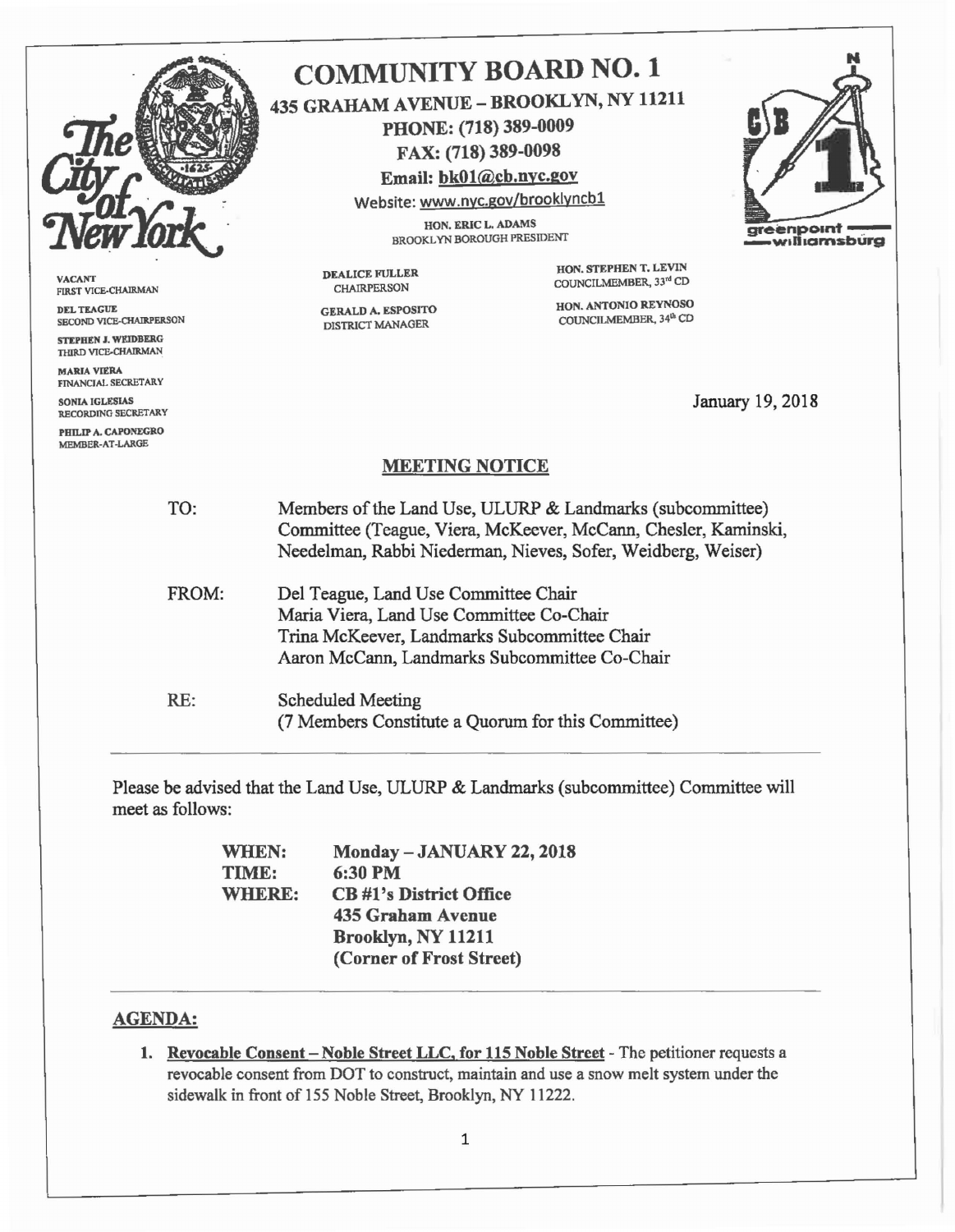# COMMUNITY BOARD NO. 1

**435 GRAHAM AVENUE – BROOKLYN, NY 11211**
**PHONE: (718) 389-0009**
**FAX: (718) 389-0098**
**Email: bk01@cb.nyc.gov**
Website: www.nyc.gov/brooklyncb1

HON. ERIC L. ADAMS
BROOKLYN BOROUGH PRESIDENT

greenpoint — williamsburg

VACANT
FIRST VICE-CHAIRMAN

DEL TEAGUE
SECOND VICE-CHAIRPERSON

STEPHEN J. WEIDBERG
THIRD VICE-CHAIRMAN

MARIA VIERA
FINANCIAL SECRETARY

SONIA IGLESIAS
RECORDING SECRETARY

PHILIP A. CAPONEGRO
MEMBER-AT-LARGE

DEALICE FULLER
CHAIRPERSON

GERALD A. ESPOSITO
DISTRICT MANAGER

HON. STEPHEN T. LEVIN
COUNCILMEMBER, 33rd CD

HON. ANTONIO REYNOSO
COUNCILMEMBER, 34th CD

January 19, 2018

## MEETING NOTICE

TO: Members of the Land Use, ULURP & Landmarks (subcommittee) Committee (Teague, Viera, McKeever, McCann, Chesler, Kaminski, Needelman, Rabbi Niederman, Nieves, Sofer, Weidberg, Weiser)

FROM: Del Teague, Land Use Committee Chair
Maria Viera, Land Use Committee Co-Chair
Trina McKeever, Landmarks Subcommittee Chair
Aaron McCann, Landmarks Subcommittee Co-Chair

RE: Scheduled Meeting
(7 Members Constitute a Quorum for this Committee)

---

Please be advised that the Land Use, ULURP & Landmarks (subcommittee) Committee will meet as follows:

**WHEN:** **Monday – JANUARY 22, 2018**
**TIME:** **6:30 PM**
**WHERE:** **CB #1's District Office**
**435 Graham Avenue**
**Brooklyn, NY 11211**
**(Corner of Frost Street)**

---

## AGENDA:

1. **Revocable Consent – Noble Street LLC, for 115 Noble Street** - The petitioner requests a revocable consent from DOT to construct, maintain and use a snow melt system under the sidewalk in front of 155 Noble Street, Brooklyn, NY 11222.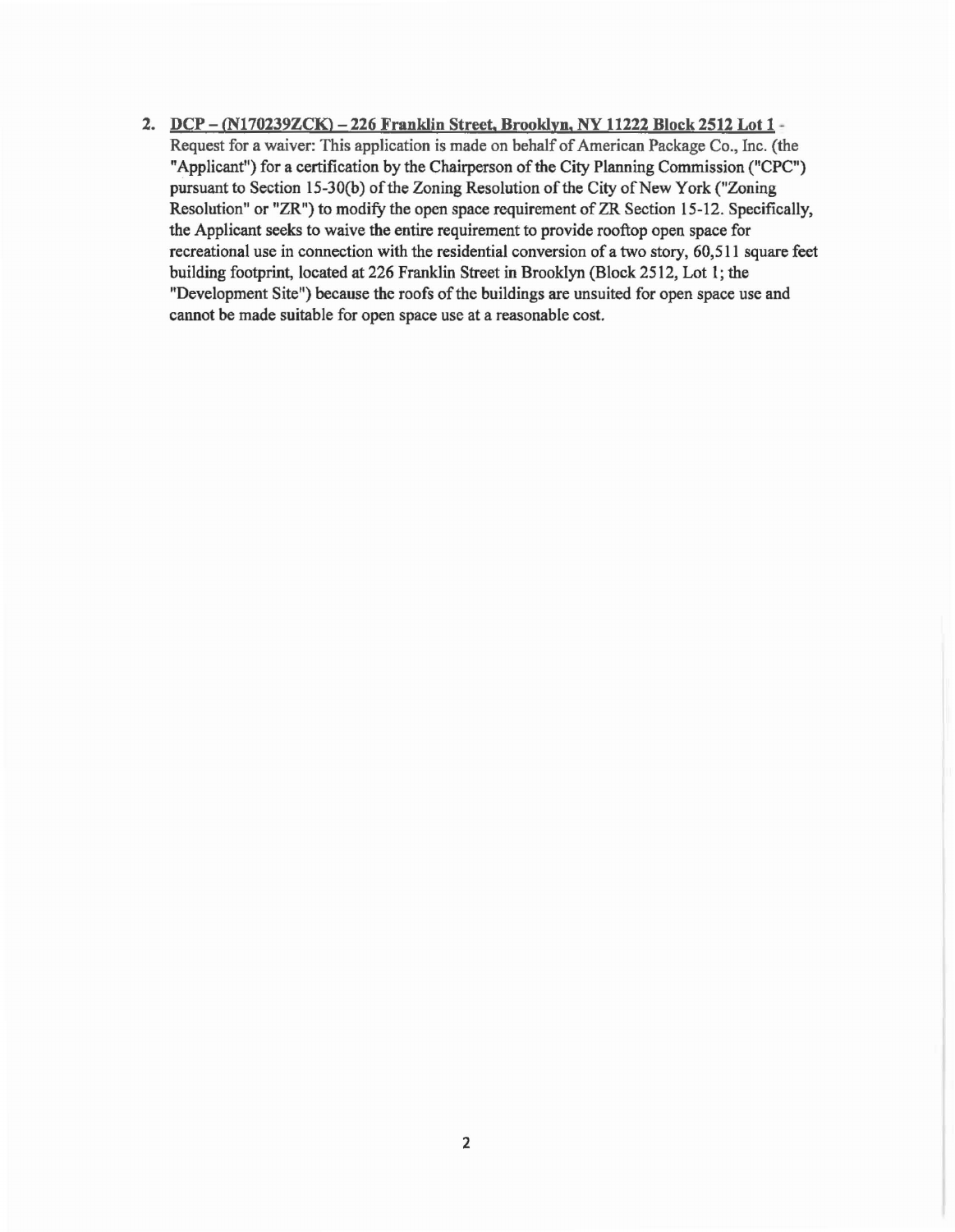2. **DCP – (N170239ZCK) – 226 Franklin Street, Brooklyn, NY 11222 Block 2512 Lot 1** - Request for a waiver: This application is made on behalf of American Package Co., Inc. (the "Applicant") for a certification by the Chairperson of the City Planning Commission ("CPC") pursuant to Section 15-30(b) of the Zoning Resolution of the City of New York ("Zoning Resolution" or "ZR") to modify the open space requirement of ZR Section 15-12. Specifically, the Applicant seeks to waive the entire requirement to provide rooftop open space for recreational use in connection with the residential conversion of a two story, 60,511 square feet building footprint, located at 226 Franklin Street in Brooklyn (Block 2512, Lot 1; the "Development Site") because the roofs of the buildings are unsuited for open space use and cannot be made suitable for open space use at a reasonable cost.